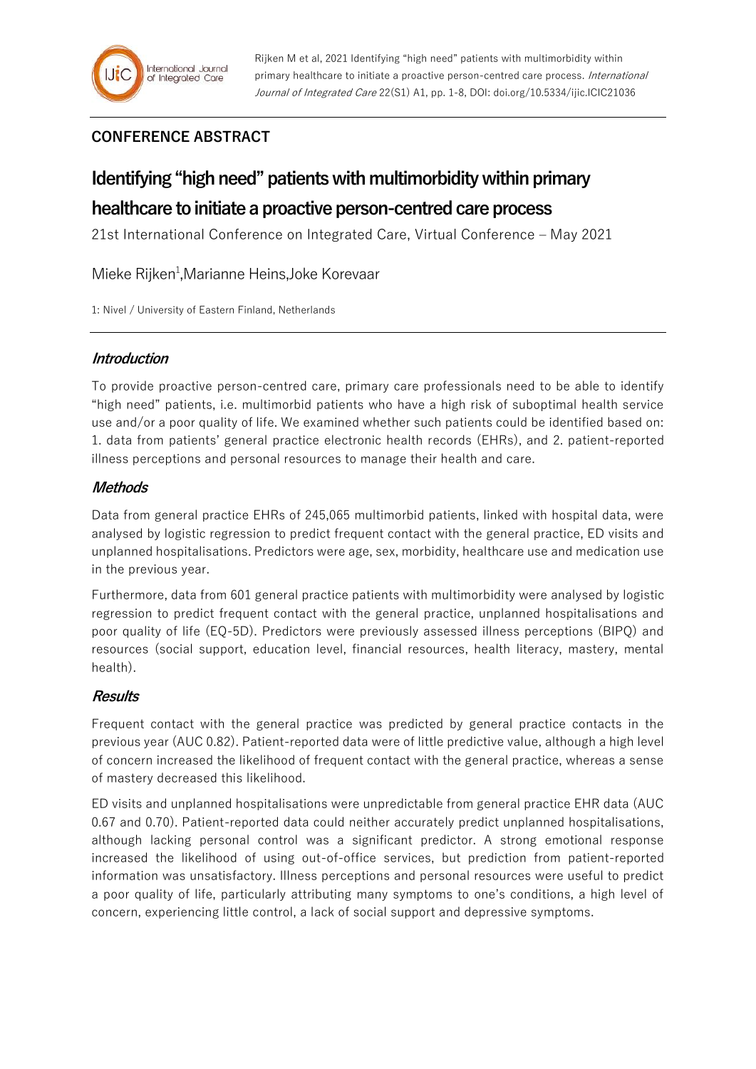## CONFERENCE ABSTRACT

# Identifying "high need" patients with multimorbidity within primary healthcare to initiate a proactive person-centred care process

21st International Conference on Integrated Care, Virtual Conference – May 2021

Mieke Rijken[1],Marianne Heins,Joke Korevaar

1: Nivel / University of Eastern Finland, Netherlands

### *Introduction*

To provide proactive person-centred care, primary care professionals need to be able to identify "high need" patients, i.e. multimorbid patients who have a high risk of suboptimal health service use and/or a poor quality of life. We examined whether such patients could be identified based on: 1. data from patients' general practice electronic health records (EHRs), and 2. patient-reported illness perceptions and personal resources to manage their health and care.

### *Methods*

Data from general practice EHRs of 245,065 multimorbid patients, linked with hospital data, were analysed by logistic regression to predict frequent contact with the general practice, ED visits and unplanned hospitalisations. Predictors were age, sex, morbidity, healthcare use and medication use in the previous year.

Furthermore, data from 601 general practice patients with multimorbidity were analysed by logistic regression to predict frequent contact with the general practice, unplanned hospitalisations and poor quality of life (EQ-5D). Predictors were previously assessed illness perceptions (BIPQ) and resources (social support, education level, financial resources, health literacy, mastery, mental health).

### *Results*

Frequent contact with the general practice was predicted by general practice contacts in the previous year (AUC 0.82). Patient-reported data were of little predictive value, although a high level of concern increased the likelihood of frequent contact with the general practice, whereas a sense of mastery decreased this likelihood.

ED visits and unplanned hospitalisations were unpredictable from general practice EHR data (AUC 0.67 and 0.70). Patient-reported data could neither accurately predict unplanned hospitalisations, although lacking personal control was a significant predictor. A strong emotional response increased the likelihood of using out-of-office services, but prediction from patient-reported information was unsatisfactory. Illness perceptions and personal resources were useful to predict a poor quality of life, particularly attributing many symptoms to one's conditions, a high level of concern, experiencing little control, a lack of social support and depressive symptoms.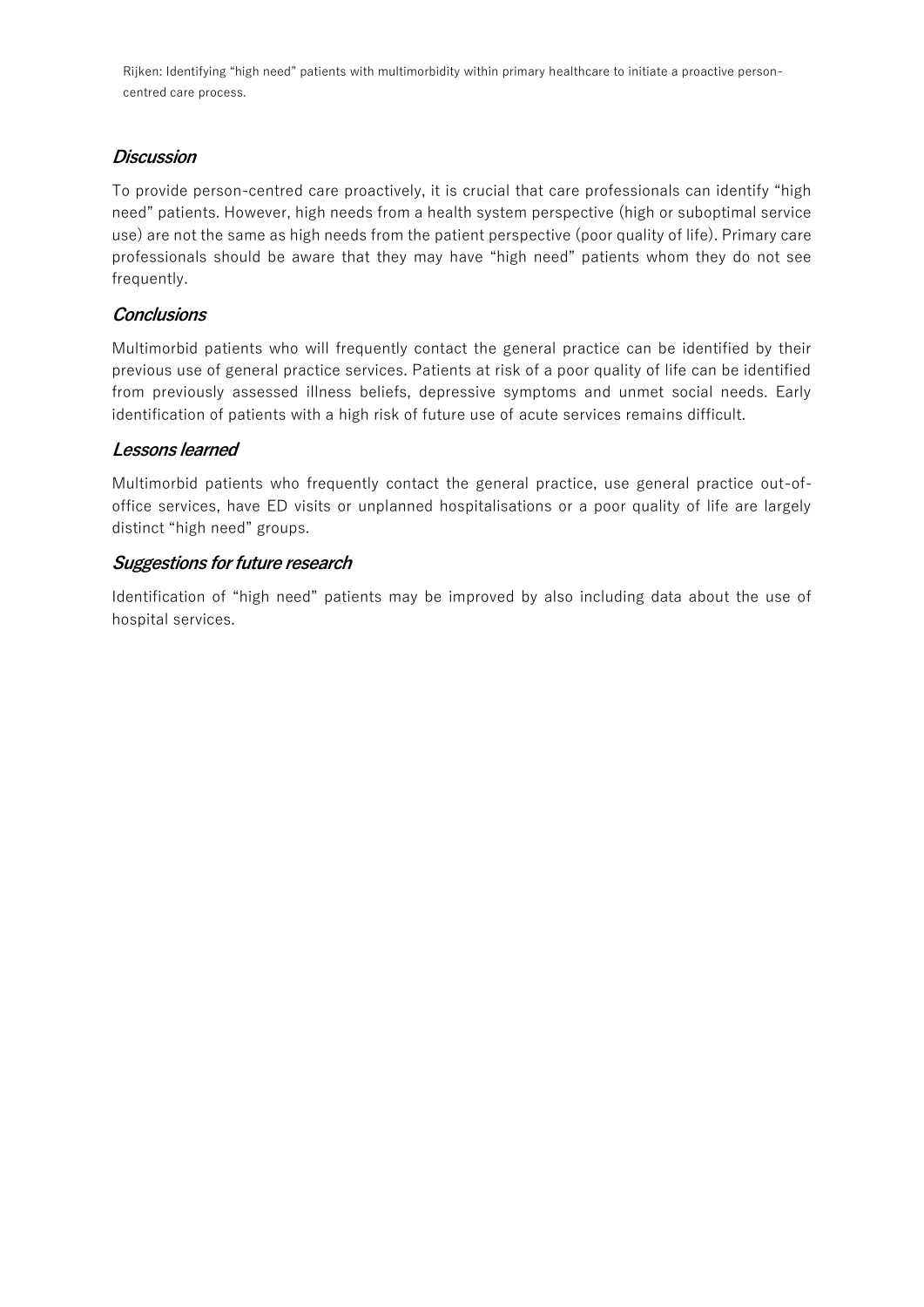## *Discussion*

To provide person-centred care proactively, it is crucial that care professionals can identify "high need" patients. However, high needs from a health system perspective (high or suboptimal service use) are not the same as high needs from the patient perspective (poor quality of life). Primary care professionals should be aware that they may have "high need" patients whom they do not see frequently.

## *Conclusions*

Multimorbid patients who will frequently contact the general practice can be identified by their previous use of general practice services. Patients at risk of a poor quality of life can be identified from previously assessed illness beliefs, depressive symptoms and unmet social needs. Early identification of patients with a high risk of future use of acute services remains difficult.

## *Lessons learned*

Multimorbid patients who frequently contact the general practice, use general practice out-of-office services, have ED visits or unplanned hospitalisations or a poor quality of life are largely distinct "high need" groups.

## *Suggestions for future research*

Identification of "high need" patients may be improved by also including data about the use of hospital services.